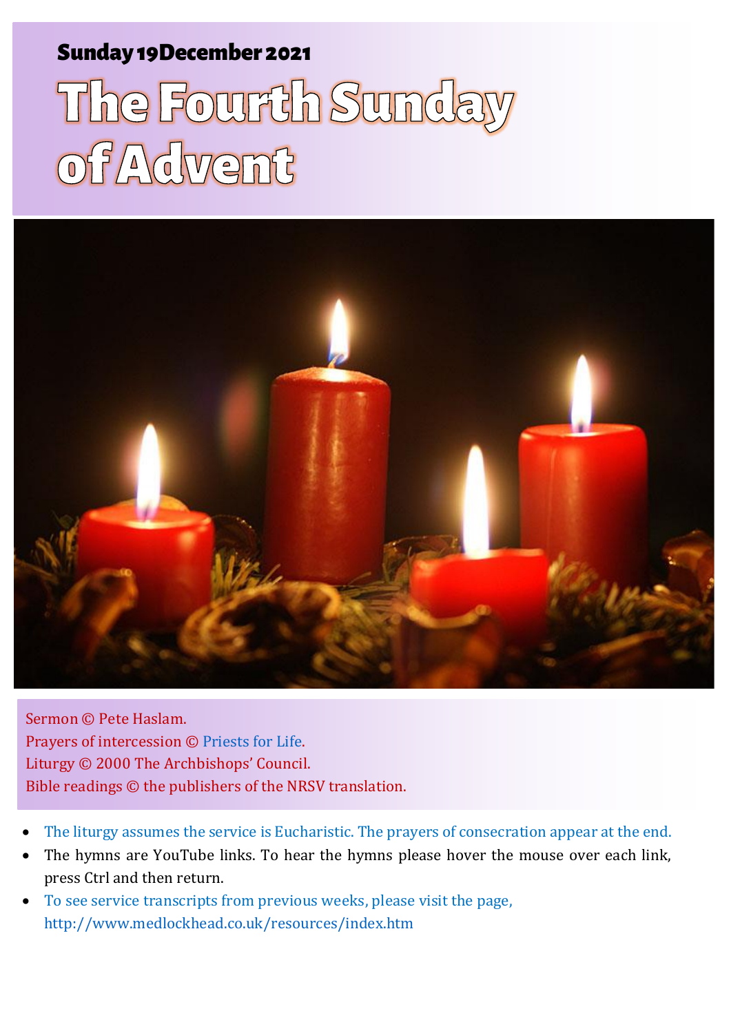**Sunday 19December 2021**

# The Fourth Sunday of Advent

Sermon © Pete Haslam.
Prayers of intercession © Priests for Life.
Liturgy © 2000 The Archbishops' Council.
Bible readings © the publishers of the NRSV translation.

- The liturgy assumes the service is Eucharistic. The prayers of consecration appear at the end.
- The hymns are YouTube links. To hear the hymns please hover the mouse over each link, press Ctrl and then return.
- To see service transcripts from previous weeks, please visit the page, http://www.medlockhead.co.uk/resources/index.htm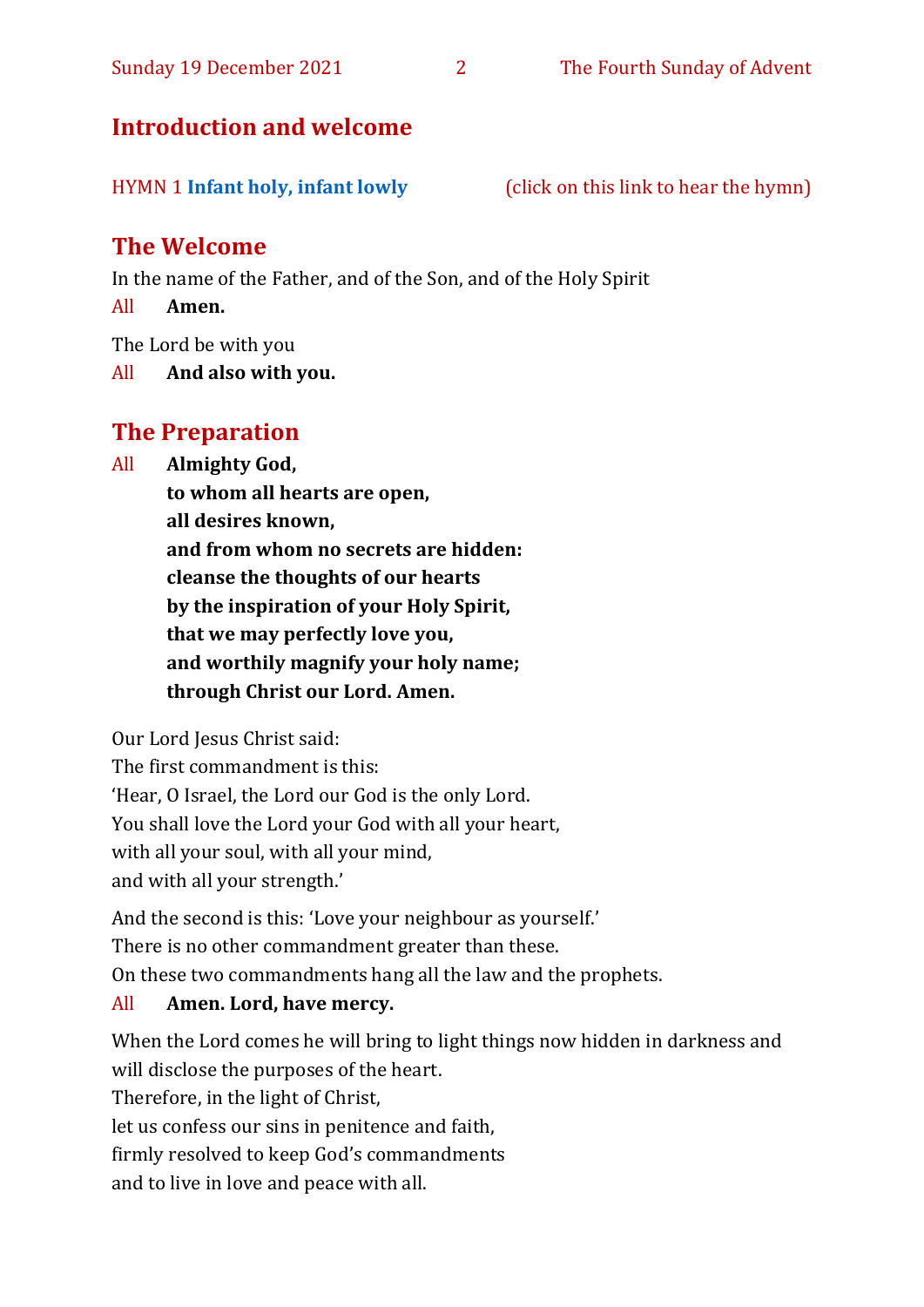## Introduction and welcome

HYMN 1 **Infant holy, infant lowly** (click on this link to hear the hymn)

## The Welcome

In the name of the Father, and of the Son, and of the Holy Spirit

All **Amen.**

The Lord be with you

All **And also with you.**

## The Preparation

All **Almighty God,**
**to whom all hearts are open,**
**all desires known,**
**and from whom no secrets are hidden:**
**cleanse the thoughts of our hearts**
**by the inspiration of your Holy Spirit,**
**that we may perfectly love you,**
**and worthily magnify your holy name;**
**through Christ our Lord. Amen.**

Our Lord Jesus Christ said:
The first commandment is this:
'Hear, O Israel, the Lord our God is the only Lord.
You shall love the Lord your God with all your heart,
with all your soul, with all your mind,
and with all your strength.'

And the second is this: 'Love your neighbour as yourself.'
There is no other commandment greater than these.
On these two commandments hang all the law and the prophets.

All **Amen. Lord, have mercy.**

When the Lord comes he will bring to light things now hidden in darkness and will disclose the purposes of the heart.
Therefore, in the light of Christ,
let us confess our sins in penitence and faith,
firmly resolved to keep God's commandments
and to live in love and peace with all.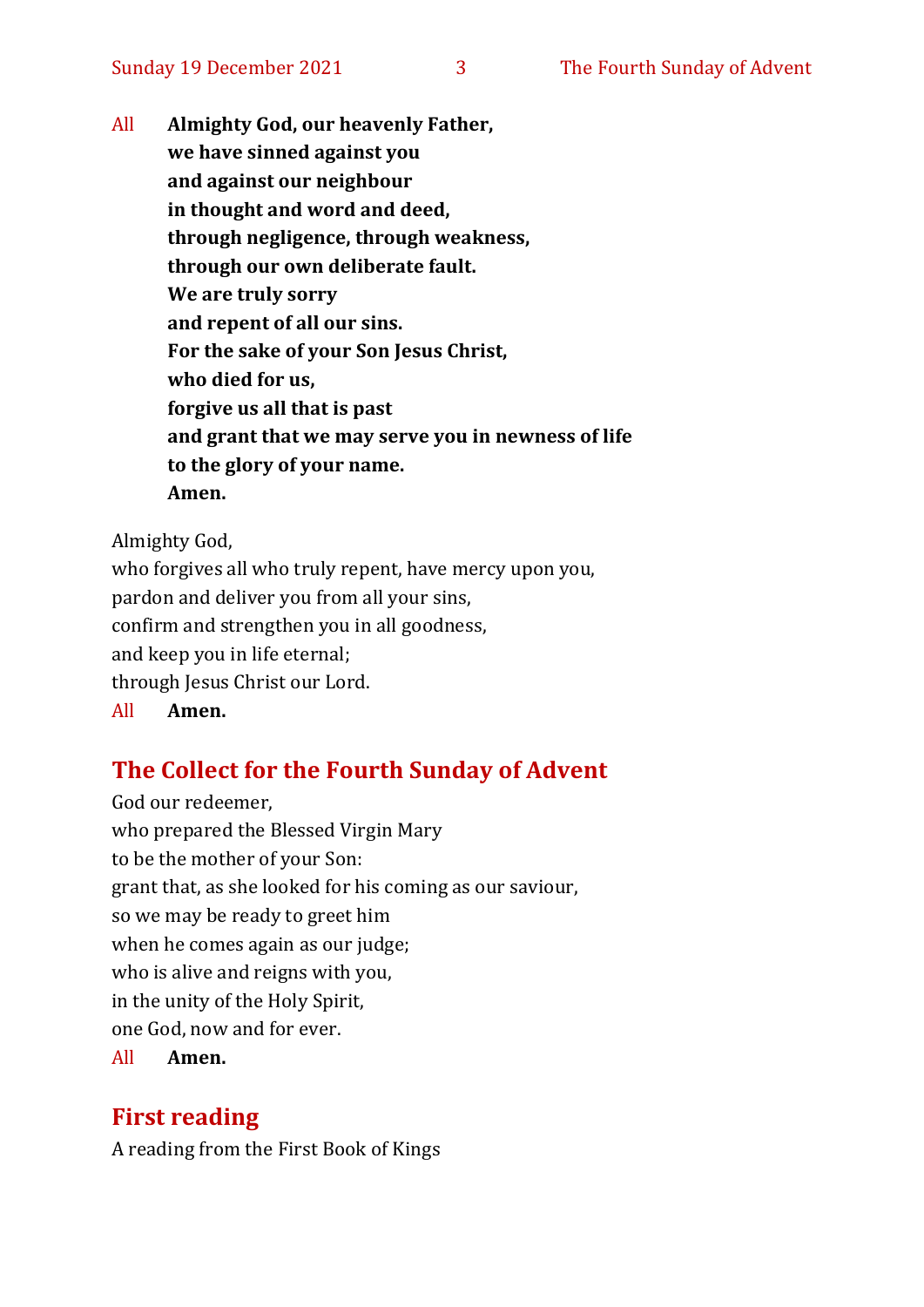All **Almighty God, our heavenly Father,**
**we have sinned against you**
**and against our neighbour**
**in thought and word and deed,**
**through negligence, through weakness,**
**through our own deliberate fault.**
**We are truly sorry**
**and repent of all our sins.**
**For the sake of your Son Jesus Christ,**
**who died for us,**
**forgive us all that is past**
**and grant that we may serve you in newness of life**
**to the glory of your name.**
**Amen.**

Almighty God,
who forgives all who truly repent, have mercy upon you,
pardon and deliver you from all your sins,
confirm and strengthen you in all goodness,
and keep you in life eternal;
through Jesus Christ our Lord.
All **Amen.**

## The Collect for the Fourth Sunday of Advent

God our redeemer,
who prepared the Blessed Virgin Mary
to be the mother of your Son:
grant that, as she looked for his coming as our saviour,
so we may be ready to greet him
when he comes again as our judge;
who is alive and reigns with you,
in the unity of the Holy Spirit,
one God, now and for ever.
All **Amen.**

## First reading

A reading from the First Book of Kings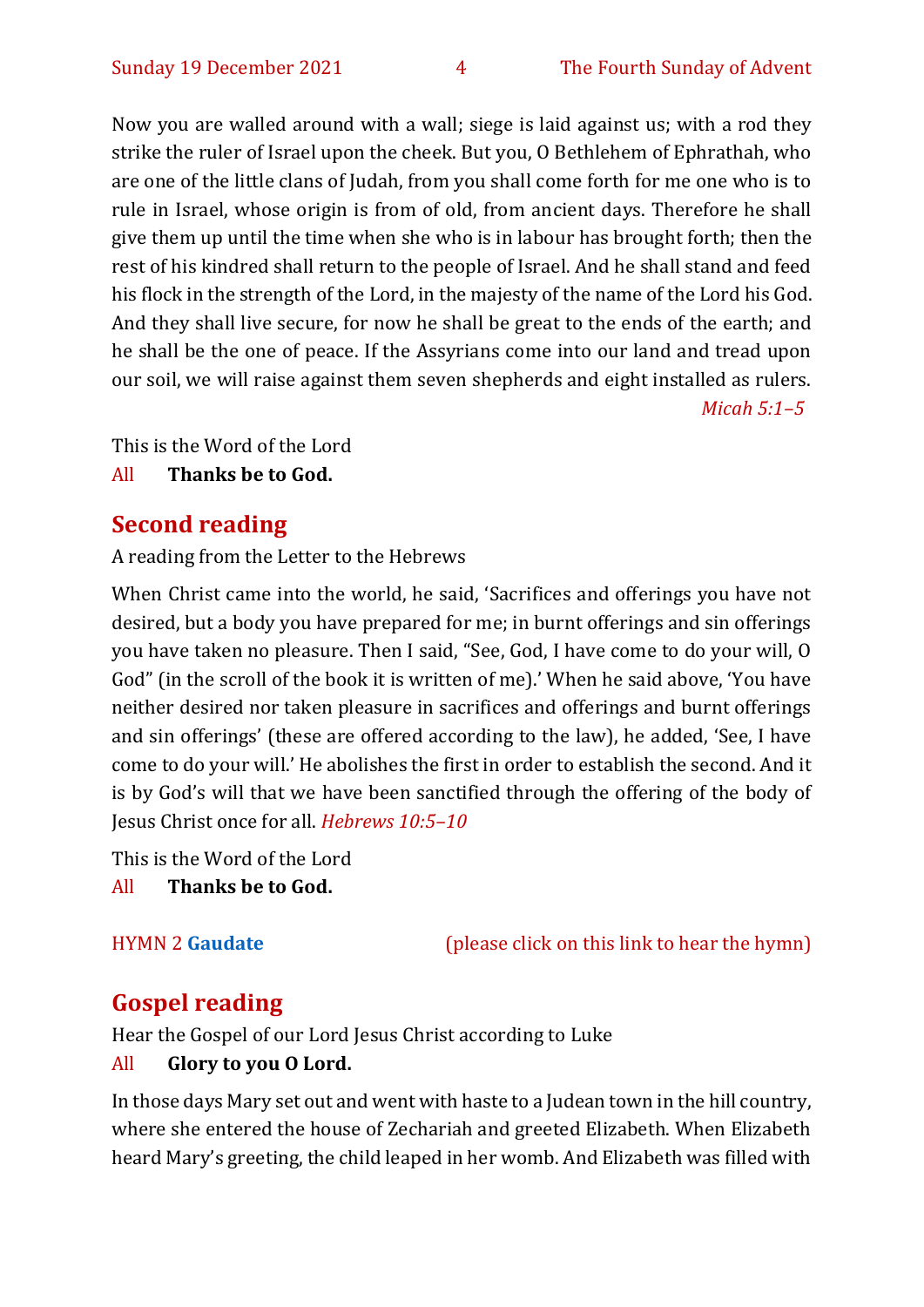Now you are walled around with a wall; siege is laid against us; with a rod they strike the ruler of Israel upon the cheek. But you, O Bethlehem of Ephrathah, who are one of the little clans of Judah, from you shall come forth for me one who is to rule in Israel, whose origin is from of old, from ancient days. Therefore he shall give them up until the time when she who is in labour has brought forth; then the rest of his kindred shall return to the people of Israel. And he shall stand and feed his flock in the strength of the Lord, in the majesty of the name of the Lord his God. And they shall live secure, for now he shall be great to the ends of the earth; and he shall be the one of peace. If the Assyrians come into our land and tread upon our soil, we will raise against them seven shepherds and eight installed as rulers. *Micah 5:1–5*

This is the Word of the Lord
All **Thanks be to God.**

## Second reading

A reading from the Letter to the Hebrews

When Christ came into the world, he said, 'Sacrifices and offerings you have not desired, but a body you have prepared for me; in burnt offerings and sin offerings you have taken no pleasure. Then I said, "See, God, I have come to do your will, O God" (in the scroll of the book it is written of me).' When he said above, 'You have neither desired nor taken pleasure in sacrifices and offerings and burnt offerings and sin offerings' (these are offered according to the law), he added, 'See, I have come to do your will.' He abolishes the first in order to establish the second. And it is by God's will that we have been sanctified through the offering of the body of Jesus Christ once for all. *Hebrews 10:5–10*

This is the Word of the Lord
All **Thanks be to God.**

HYMN 2 **Gaudate** (please click on this link to hear the hymn)

## Gospel reading

Hear the Gospel of our Lord Jesus Christ according to Luke
All **Glory to you O Lord.**

In those days Mary set out and went with haste to a Judean town in the hill country, where she entered the house of Zechariah and greeted Elizabeth. When Elizabeth heard Mary's greeting, the child leaped in her womb. And Elizabeth was filled with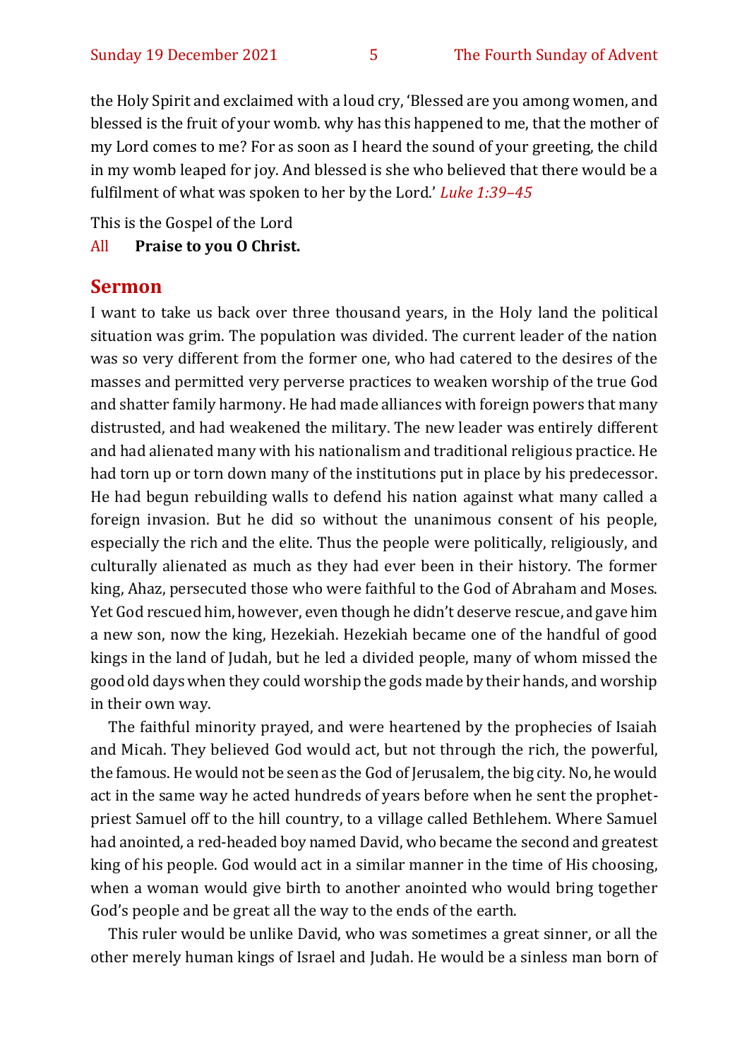the Holy Spirit and exclaimed with a loud cry, 'Blessed are you among women, and blessed is the fruit of your womb. why has this happened to me, that the mother of my Lord comes to me? For as soon as I heard the sound of your greeting, the child in my womb leaped for joy. And blessed is she who believed that there would be a fulfilment of what was spoken to her by the Lord.' *Luke 1:39–45*

This is the Gospel of the Lord

All **Praise to you O Christ.**

## Sermon

I want to take us back over three thousand years, in the Holy land the political situation was grim. The population was divided. The current leader of the nation was so very different from the former one, who had catered to the desires of the masses and permitted very perverse practices to weaken worship of the true God and shatter family harmony. He had made alliances with foreign powers that many distrusted, and had weakened the military. The new leader was entirely different and had alienated many with his nationalism and traditional religious practice. He had torn up or torn down many of the institutions put in place by his predecessor. He had begun rebuilding walls to defend his nation against what many called a foreign invasion. But he did so without the unanimous consent of his people, especially the rich and the elite. Thus the people were politically, religiously, and culturally alienated as much as they had ever been in their history. The former king, Ahaz, persecuted those who were faithful to the God of Abraham and Moses. Yet God rescued him, however, even though he didn't deserve rescue, and gave him a new son, now the king, Hezekiah. Hezekiah became one of the handful of good kings in the land of Judah, but he led a divided people, many of whom missed the good old days when they could worship the gods made by their hands, and worship in their own way.

The faithful minority prayed, and were heartened by the prophecies of Isaiah and Micah. They believed God would act, but not through the rich, the powerful, the famous. He would not be seen as the God of Jerusalem, the big city. No, he would act in the same way he acted hundreds of years before when he sent the prophet-priest Samuel off to the hill country, to a village called Bethlehem. Where Samuel had anointed, a red-headed boy named David, who became the second and greatest king of his people. God would act in a similar manner in the time of His choosing, when a woman would give birth to another anointed who would bring together God's people and be great all the way to the ends of the earth.

This ruler would be unlike David, who was sometimes a great sinner, or all the other merely human kings of Israel and Judah. He would be a sinless man born of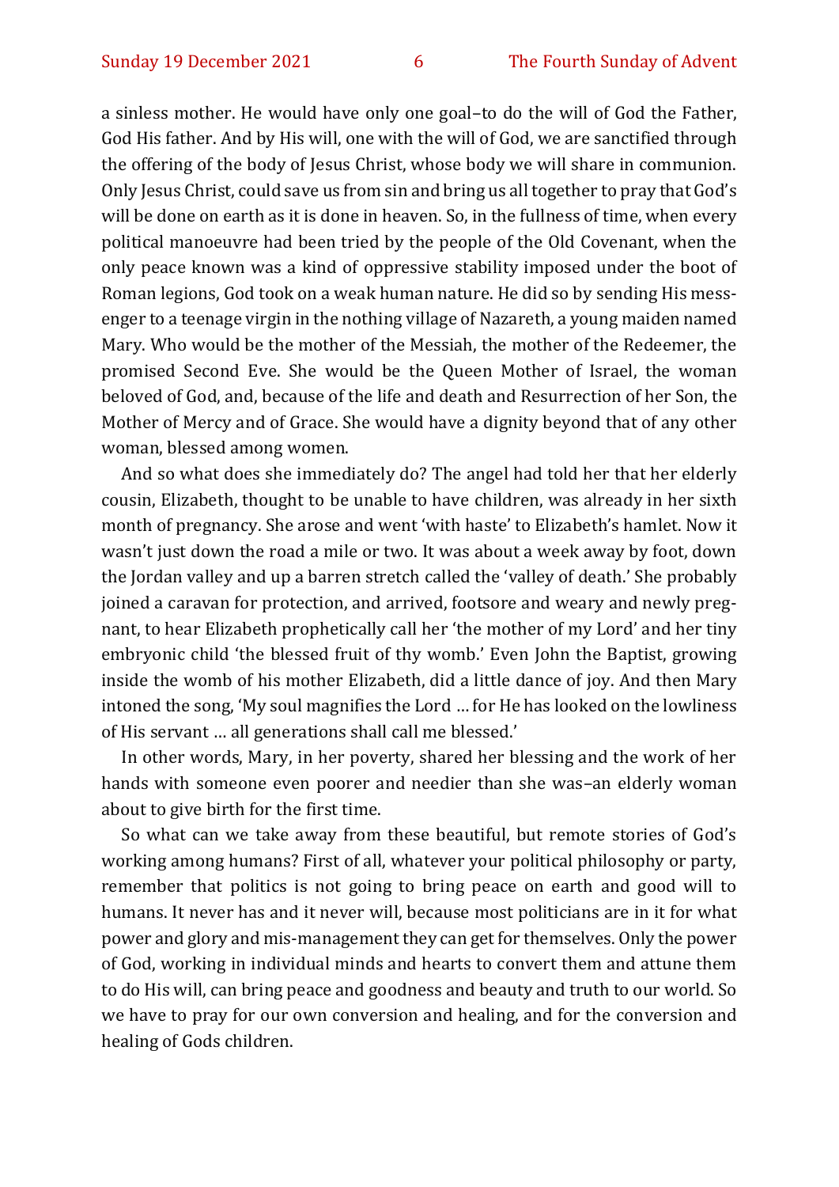a sinless mother. He would have only one goal–to do the will of God the Father, God His father. And by His will, one with the will of God, we are sanctified through the offering of the body of Jesus Christ, whose body we will share in communion. Only Jesus Christ, could save us from sin and bring us all together to pray that God's will be done on earth as it is done in heaven. So, in the fullness of time, when every political manoeuvre had been tried by the people of the Old Covenant, when the only peace known was a kind of oppressive stability imposed under the boot of Roman legions, God took on a weak human nature. He did so by sending His messenger to a teenage virgin in the nothing village of Nazareth, a young maiden named Mary. Who would be the mother of the Messiah, the mother of the Redeemer, the promised Second Eve. She would be the Queen Mother of Israel, the woman beloved of God, and, because of the life and death and Resurrection of her Son, the Mother of Mercy and of Grace. She would have a dignity beyond that of any other woman, blessed among women.

And so what does she immediately do? The angel had told her that her elderly cousin, Elizabeth, thought to be unable to have children, was already in her sixth month of pregnancy. She arose and went 'with haste' to Elizabeth's hamlet. Now it wasn't just down the road a mile or two. It was about a week away by foot, down the Jordan valley and up a barren stretch called the 'valley of death.' She probably joined a caravan for protection, and arrived, footsore and weary and newly pregnant, to hear Elizabeth prophetically call her 'the mother of my Lord' and her tiny embryonic child 'the blessed fruit of thy womb.' Even John the Baptist, growing inside the womb of his mother Elizabeth, did a little dance of joy. And then Mary intoned the song, 'My soul magnifies the Lord … for He has looked on the lowliness of His servant … all generations shall call me blessed.'

In other words, Mary, in her poverty, shared her blessing and the work of her hands with someone even poorer and needier than she was–an elderly woman about to give birth for the first time.

So what can we take away from these beautiful, but remote stories of God's working among humans? First of all, whatever your political philosophy or party, remember that politics is not going to bring peace on earth and good will to humans. It never has and it never will, because most politicians are in it for what power and glory and mis-management they can get for themselves. Only the power of God, working in individual minds and hearts to convert them and attune them to do His will, can bring peace and goodness and beauty and truth to our world. So we have to pray for our own conversion and healing, and for the conversion and healing of Gods children.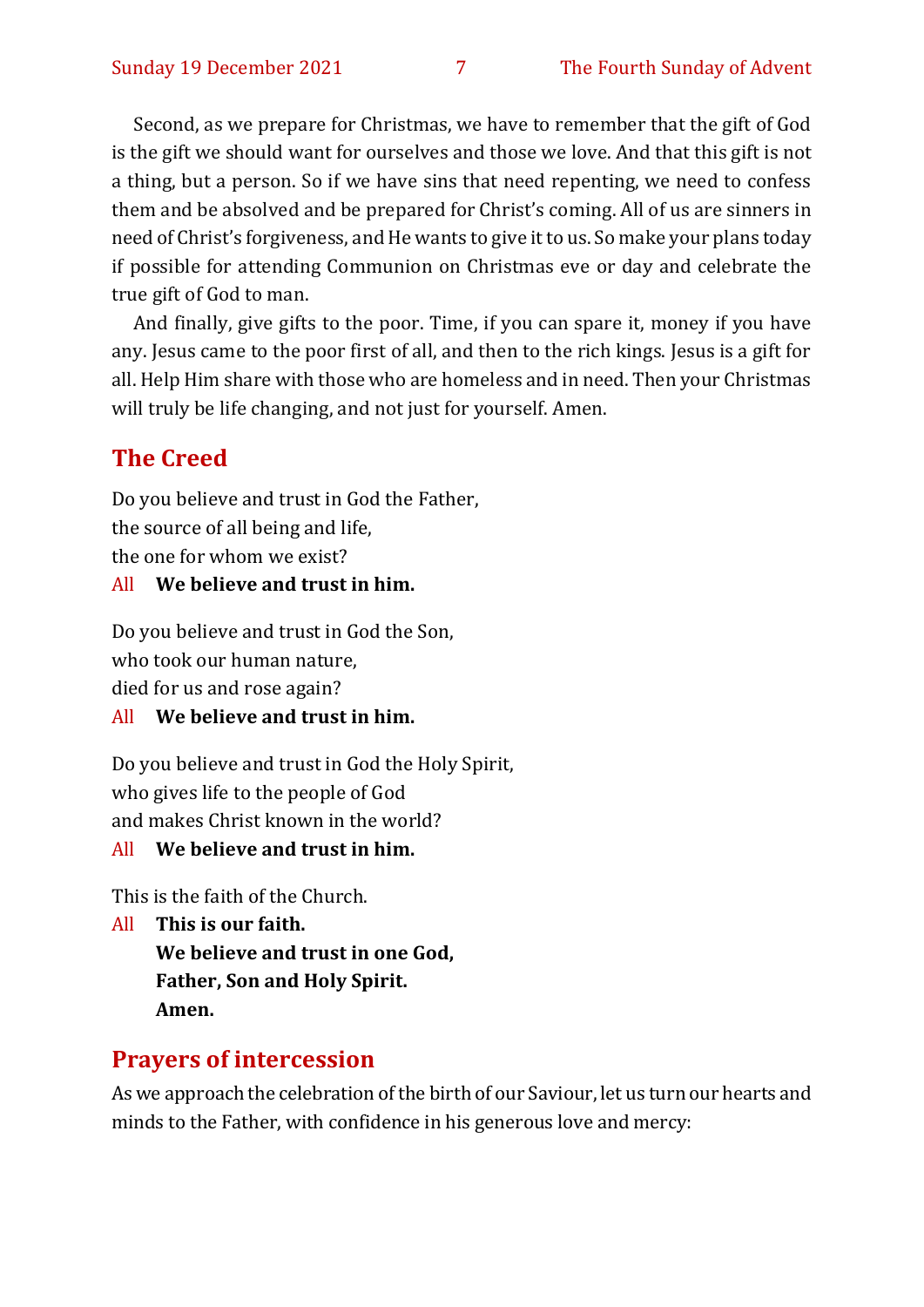Second, as we prepare for Christmas, we have to remember that the gift of God is the gift we should want for ourselves and those we love. And that this gift is not a thing, but a person. So if we have sins that need repenting, we need to confess them and be absolved and be prepared for Christ's coming. All of us are sinners in need of Christ's forgiveness, and He wants to give it to us. So make your plans today if possible for attending Communion on Christmas eve or day and celebrate the true gift of God to man.

And finally, give gifts to the poor. Time, if you can spare it, money if you have any. Jesus came to the poor first of all, and then to the rich kings. Jesus is a gift for all. Help Him share with those who are homeless and in need. Then your Christmas will truly be life changing, and not just for yourself. Amen.

## The Creed

Do you believe and trust in God the Father,
the source of all being and life,
the one for whom we exist?

All **We believe and trust in him.**

Do you believe and trust in God the Son,
who took our human nature,
died for us and rose again?

All **We believe and trust in him.**

Do you believe and trust in God the Holy Spirit,
who gives life to the people of God
and makes Christ known in the world?

All **We believe and trust in him.**

This is the faith of the Church.

All **This is our faith.**
**We believe and trust in one God,**
**Father, Son and Holy Spirit.**
**Amen.**

## Prayers of intercession

As we approach the celebration of the birth of our Saviour, let us turn our hearts and minds to the Father, with confidence in his generous love and mercy: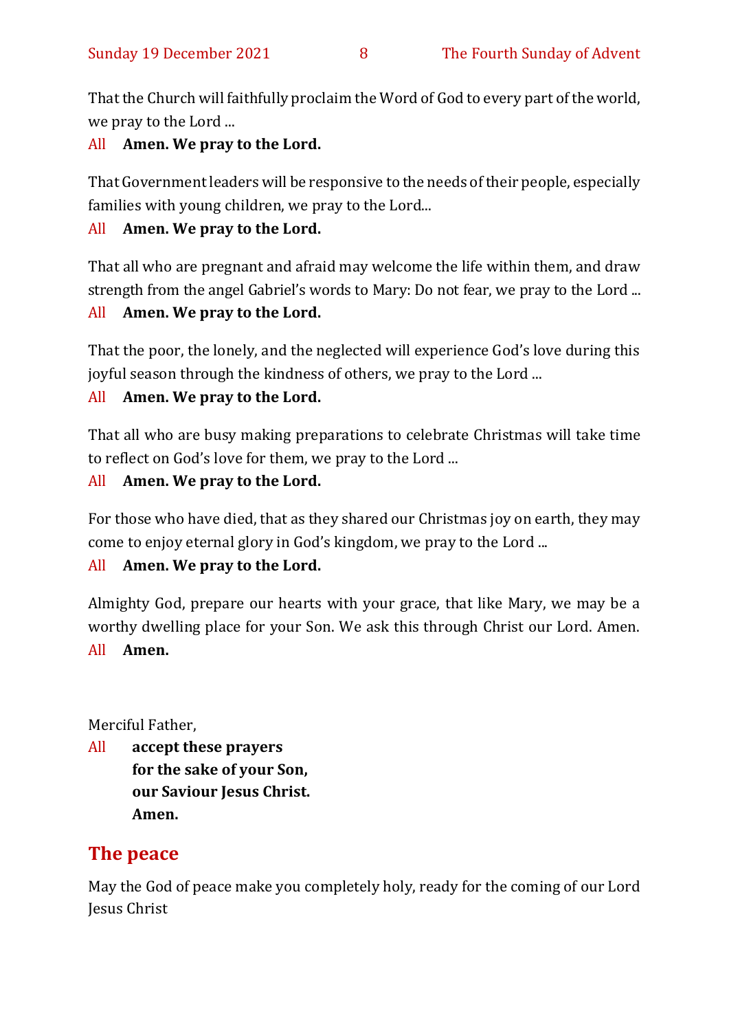That the Church will faithfully proclaim the Word of God to every part of the world, we pray to the Lord ...

All **Amen. We pray to the Lord.**

That Government leaders will be responsive to the needs of their people, especially families with young children, we pray to the Lord...

All **Amen. We pray to the Lord.**

That all who are pregnant and afraid may welcome the life within them, and draw strength from the angel Gabriel's words to Mary: Do not fear, we pray to the Lord ...

All **Amen. We pray to the Lord.**

That the poor, the lonely, and the neglected will experience God's love during this joyful season through the kindness of others, we pray to the Lord ...

All **Amen. We pray to the Lord.**

That all who are busy making preparations to celebrate Christmas will take time to reflect on God's love for them, we pray to the Lord ...

All **Amen. We pray to the Lord.**

For those who have died, that as they shared our Christmas joy on earth, they may come to enjoy eternal glory in God's kingdom, we pray to the Lord ...

All **Amen. We pray to the Lord.**

Almighty God, prepare our hearts with your grace, that like Mary, we may be a worthy dwelling place for your Son. We ask this through Christ our Lord. Amen.

All **Amen.**

Merciful Father,

All **accept these prayers**
**for the sake of your Son,**
**our Saviour Jesus Christ.**
**Amen.**

## The peace

May the God of peace make you completely holy, ready for the coming of our Lord Jesus Christ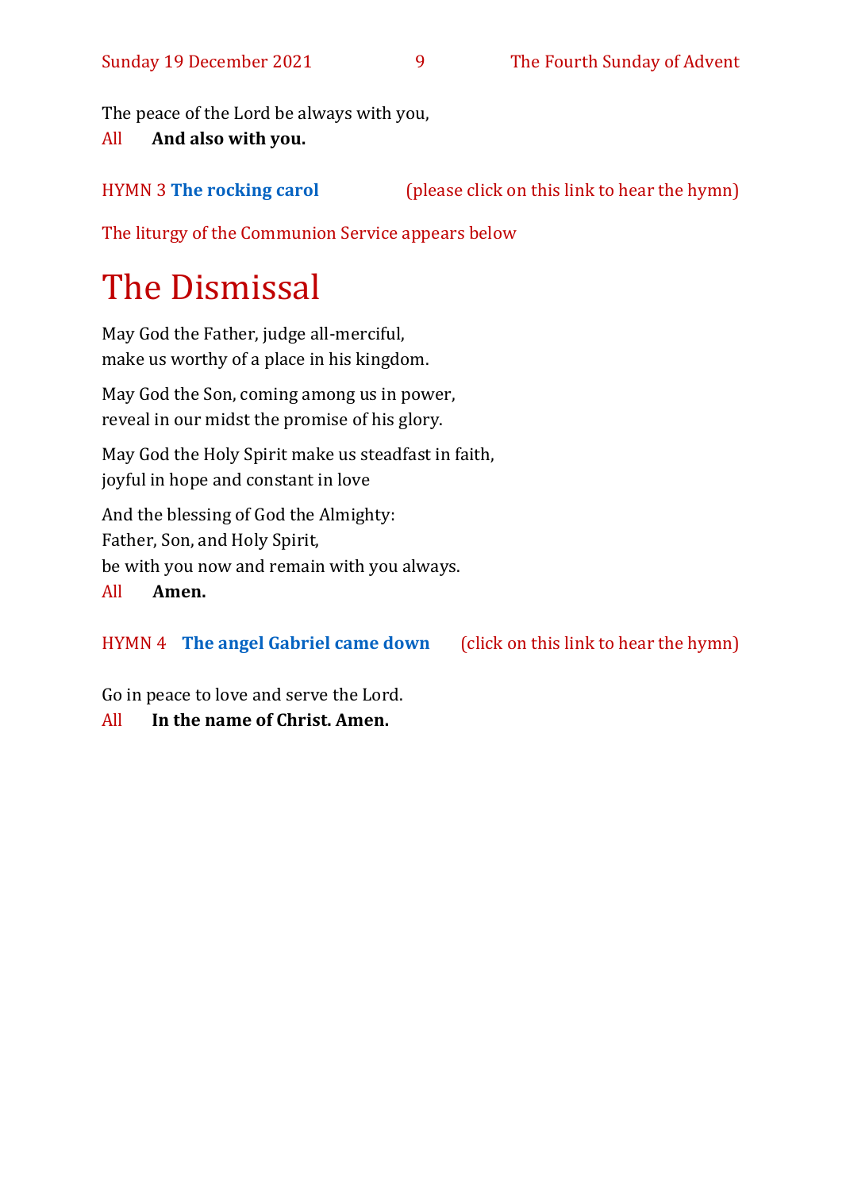The peace of the Lord be always with you,

All **And also with you.**

HYMN 3 **The rocking carol** (please click on this link to hear the hymn)

The liturgy of the Communion Service appears below

# The Dismissal

May God the Father, judge all-merciful,
make us worthy of a place in his kingdom.

May God the Son, coming among us in power,
reveal in our midst the promise of his glory.

May God the Holy Spirit make us steadfast in faith,
joyful in hope and constant in love

And the blessing of God the Almighty:
Father, Son, and Holy Spirit,
be with you now and remain with you always.

All **Amen.**

HYMN 4 **The angel Gabriel came down** (click on this link to hear the hymn)

Go in peace to love and serve the Lord.

All **In the name of Christ. Amen.**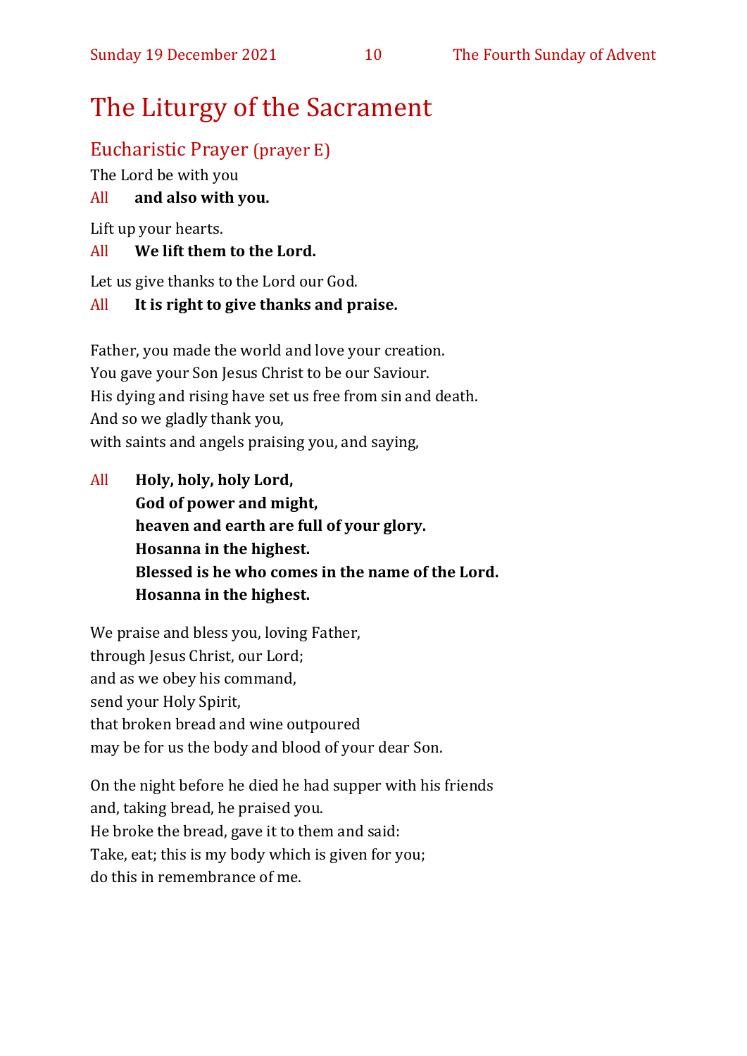# The Liturgy of the Sacrament

## Eucharistic Prayer (prayer E)

The Lord be with you

All **and also with you.**

Lift up your hearts.

All **We lift them to the Lord.**

Let us give thanks to the Lord our God.

All **It is right to give thanks and praise.**

Father, you made the world and love your creation.
You gave your Son Jesus Christ to be our Saviour.
His dying and rising have set us free from sin and death.
And so we gladly thank you,
with saints and angels praising you, and saying,

All **Holy, holy, holy Lord,**
**God of power and might,**
**heaven and earth are full of your glory.**
**Hosanna in the highest.**
**Blessed is he who comes in the name of the Lord.**
**Hosanna in the highest.**

We praise and bless you, loving Father,
through Jesus Christ, our Lord;
and as we obey his command,
send your Holy Spirit,
that broken bread and wine outpoured
may be for us the body and blood of your dear Son.

On the night before he died he had supper with his friends
and, taking bread, he praised you.
He broke the bread, gave it to them and said:
Take, eat; this is my body which is given for you;
do this in remembrance of me.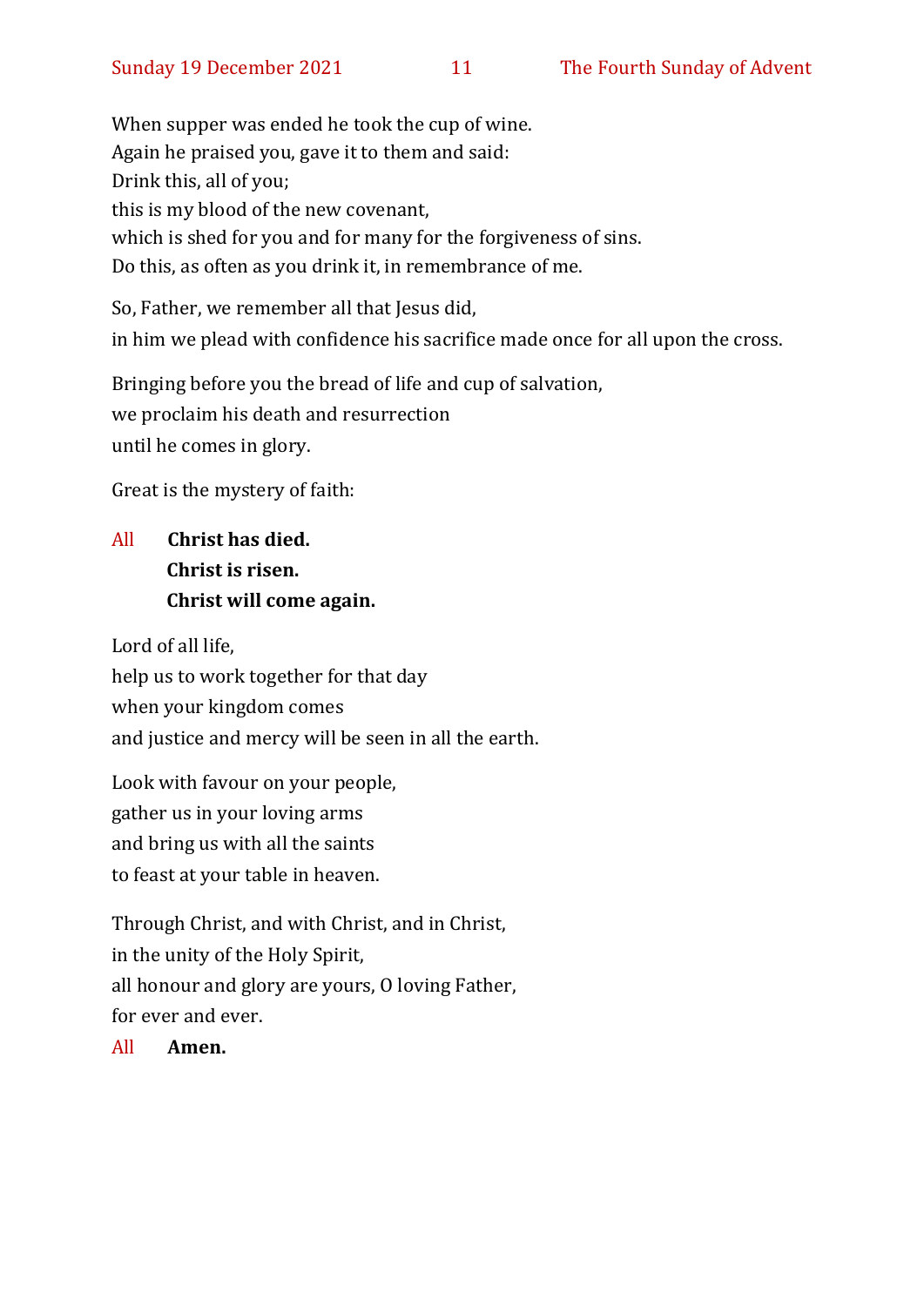When supper was ended he took the cup of wine.
Again he praised you, gave it to them and said:
Drink this, all of you;
this is my blood of the new covenant,
which is shed for you and for many for the forgiveness of sins.
Do this, as often as you drink it, in remembrance of me.

So, Father, we remember all that Jesus did,
in him we plead with confidence his sacrifice made once for all upon the cross.

Bringing before you the bread of life and cup of salvation,
we proclaim his death and resurrection
until he comes in glory.

Great is the mystery of faith:

All **Christ has died.**
**Christ is risen.**
**Christ will come again.**

Lord of all life,
help us to work together for that day
when your kingdom comes
and justice and mercy will be seen in all the earth.

Look with favour on your people,
gather us in your loving arms
and bring us with all the saints
to feast at your table in heaven.

Through Christ, and with Christ, and in Christ,
in the unity of the Holy Spirit,
all honour and glory are yours, O loving Father,
for ever and ever.

All **Amen.**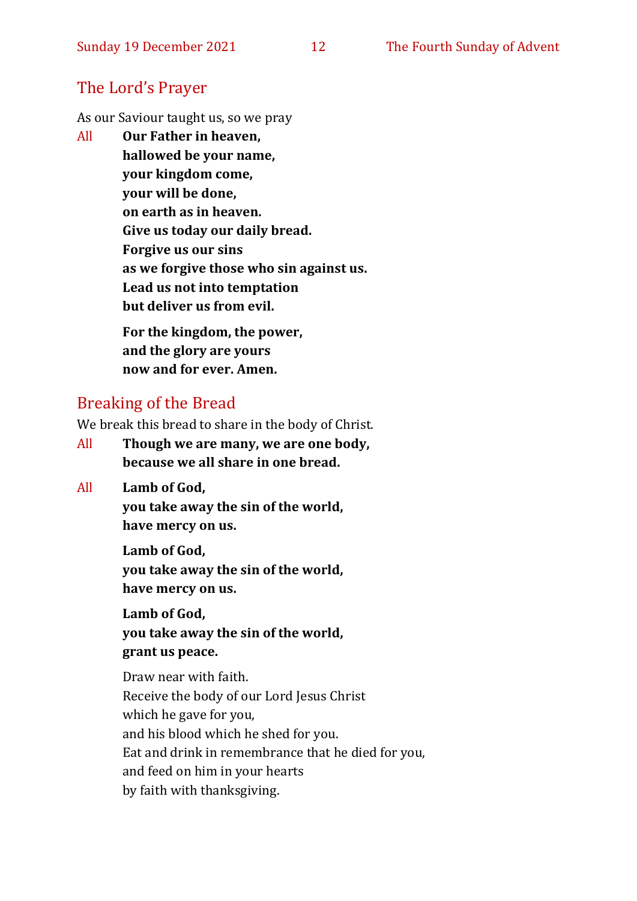## The Lord's Prayer

As our Saviour taught us, so we pray

All **Our Father in heaven,**
**hallowed be your name,**
**your kingdom come,**
**your will be done,**
**on earth as in heaven.**
**Give us today our daily bread.**
**Forgive us our sins**
**as we forgive those who sin against us.**
**Lead us not into temptation**
**but deliver us from evil.**

**For the kingdom, the power,**
**and the glory are yours**
**now and for ever. Amen.**

## Breaking of the Bread

We break this bread to share in the body of Christ.

All **Though we are many, we are one body,**
**because we all share in one bread.**

All **Lamb of God,**
**you take away the sin of the world,**
**have mercy on us.**

**Lamb of God,**
**you take away the sin of the world,**
**have mercy on us.**

**Lamb of God,**
**you take away the sin of the world,**
**grant us peace.**

Draw near with faith.
Receive the body of our Lord Jesus Christ
which he gave for you,
and his blood which he shed for you.
Eat and drink in remembrance that he died for you,
and feed on him in your hearts
by faith with thanksgiving.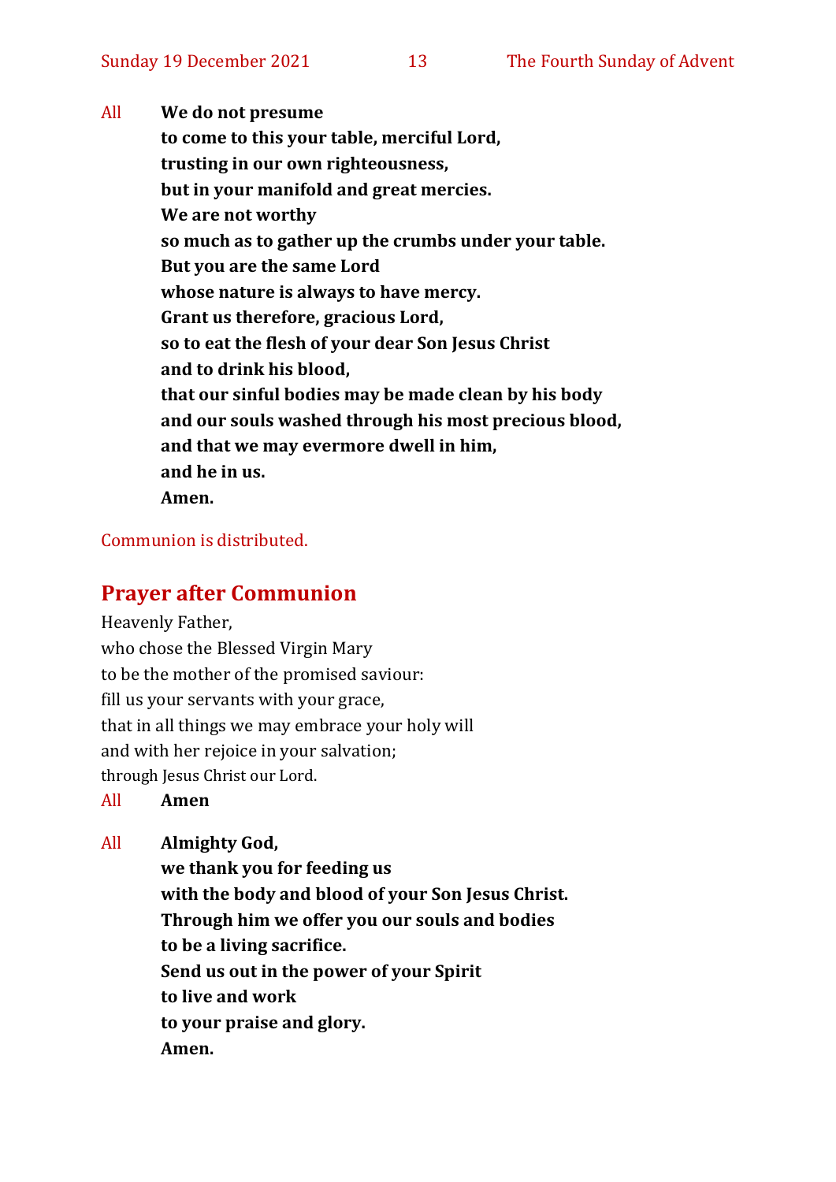All **We do not presume**
**to come to this your table, merciful Lord,**
**trusting in our own righteousness,**
**but in your manifold and great mercies.**
**We are not worthy**
**so much as to gather up the crumbs under your table.**
**But you are the same Lord**
**whose nature is always to have mercy.**
**Grant us therefore, gracious Lord,**
**so to eat the flesh of your dear Son Jesus Christ**
**and to drink his blood,**
**that our sinful bodies may be made clean by his body**
**and our souls washed through his most precious blood,**
**and that we may evermore dwell in him,**
**and he in us.**
**Amen.**

Communion is distributed.

## Prayer after Communion

Heavenly Father,
who chose the Blessed Virgin Mary
to be the mother of the promised saviour:
fill us your servants with your grace,
that in all things we may embrace your holy will
and with her rejoice in your salvation;
through Jesus Christ our Lord.

All **Amen**

All **Almighty God,**
**we thank you for feeding us**
**with the body and blood of your Son Jesus Christ.**
**Through him we offer you our souls and bodies**
**to be a living sacrifice.**
**Send us out in the power of your Spirit**
**to live and work**
**to your praise and glory.**
**Amen.**